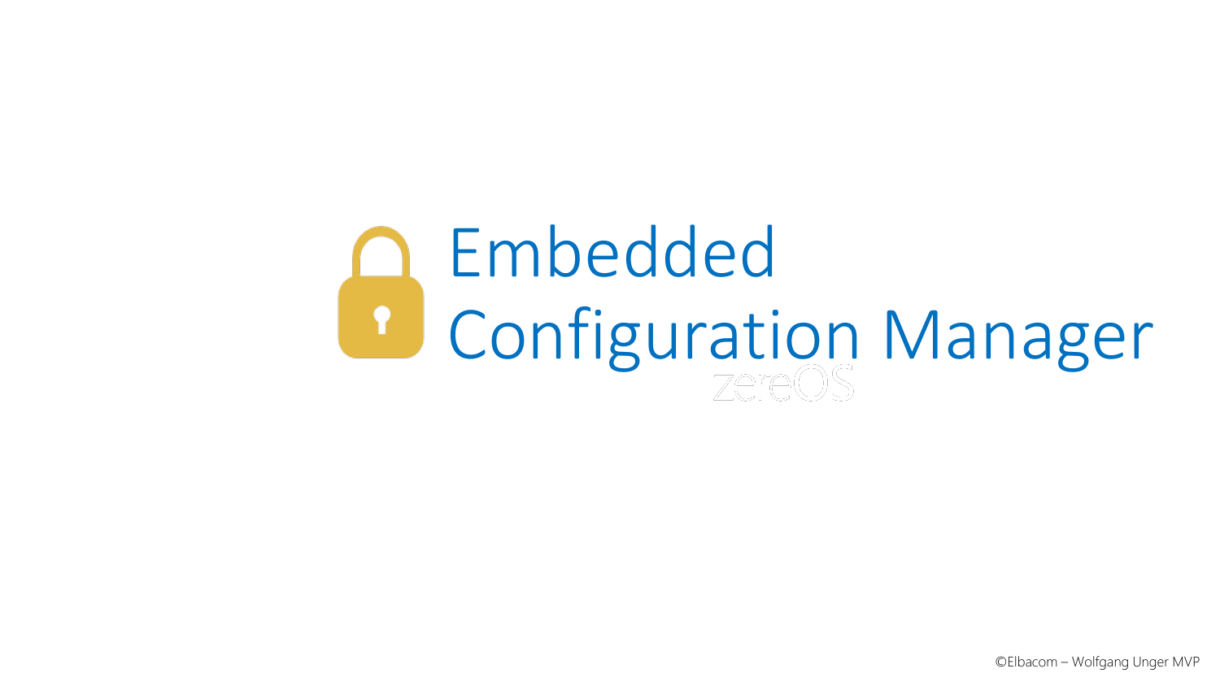# Embedded Configuration Manager

zereOS

©Elbacom – Wolfgang Unger MVP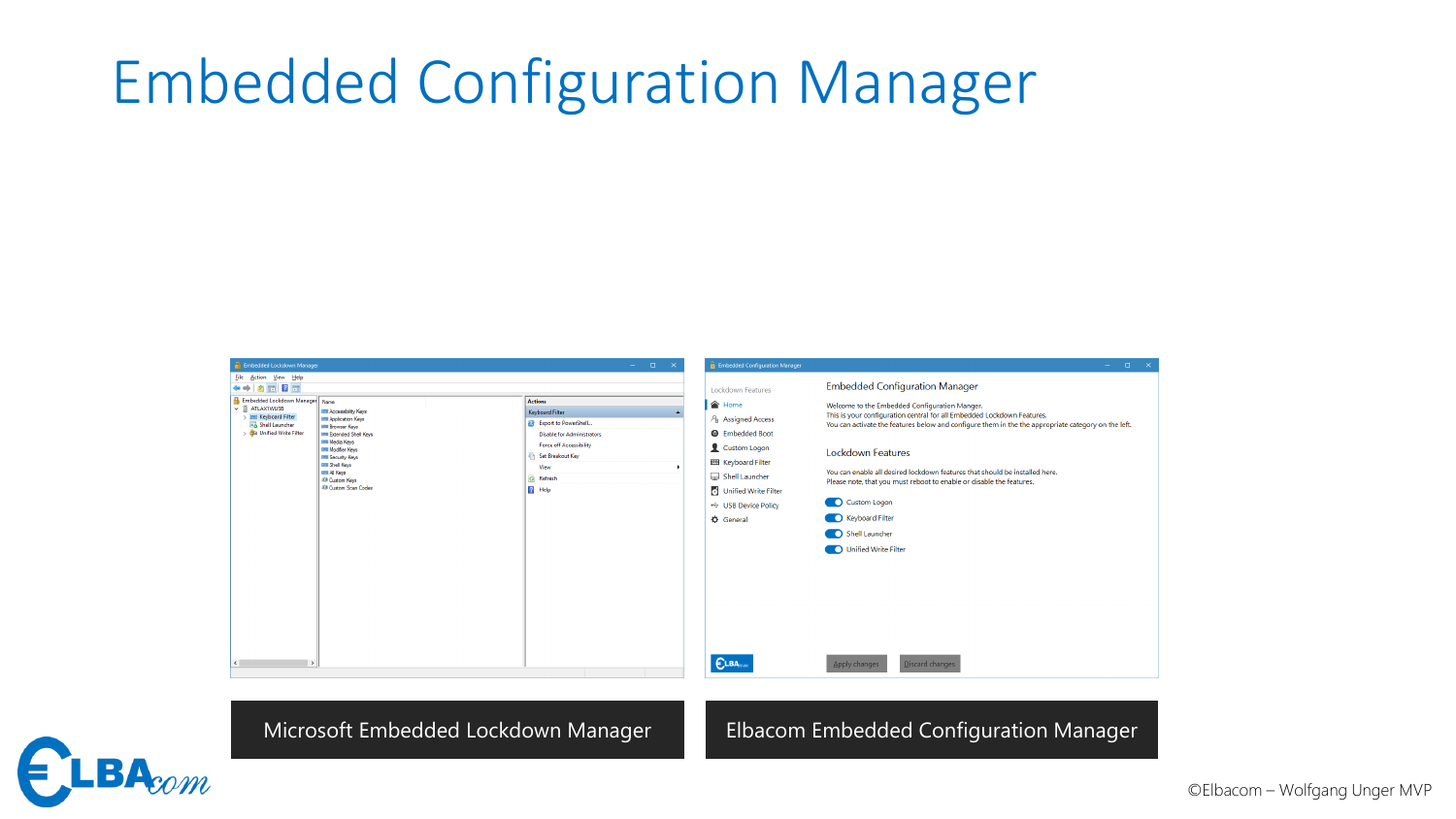# Embedded Configuration Manager

Microsoft Embedded Lockdown Manager

Elbacom Embedded Configuration Manager

©Elbacom – Wolfgang Unger MVP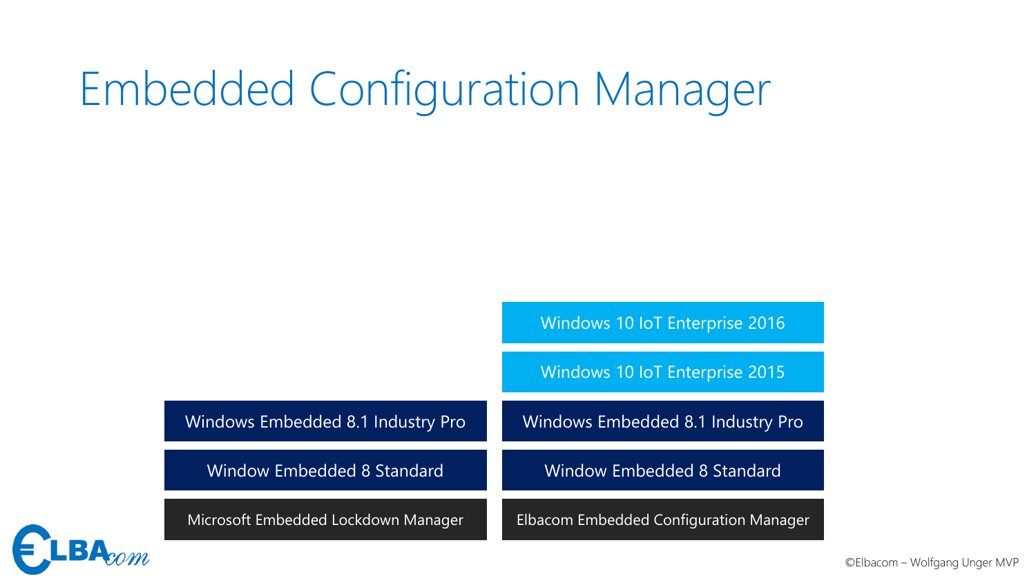# Embedded Configuration Manager

| | |
|---|---|
| | Windows 10 IoT Enterprise 2016 |
| | Windows 10 IoT Enterprise 2015 |
| Windows Embedded 8.1 Industry Pro | Windows Embedded 8.1 Industry Pro |
| Window Embedded 8 Standard | Window Embedded 8 Standard |
| Microsoft Embedded Lockdown Manager | Elbacom Embedded Configuration Manager |

©Elbacom – Wolfgang Unger MVP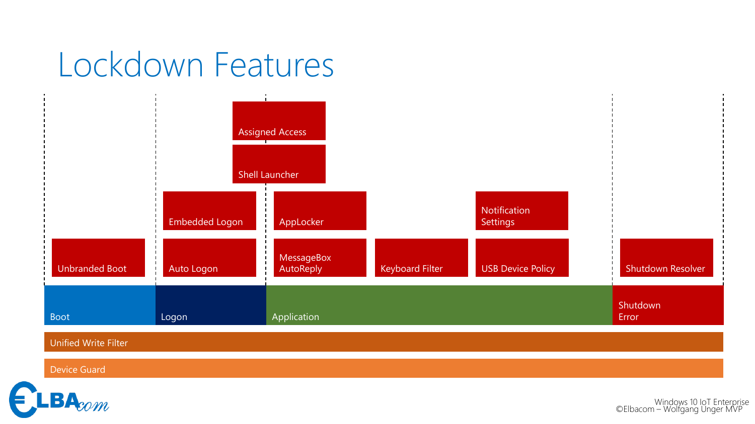# Lockdown Features

**Boot**
- Unbranded Boot

**Logon**
- Auto Logon
- Embedded Logon

**Application**
- Shell Launcher
- Assigned Access
- MessageBox AutoReply
- AppLocker
- Keyboard Filter
- USB Device Policy
- Notification Settings

**Shutdown Error**
- Shutdown Resolver

Unified Write Filter

Device Guard

Windows 10 IoT Enterprise
©Elbacom – Wolfgang Unger MVP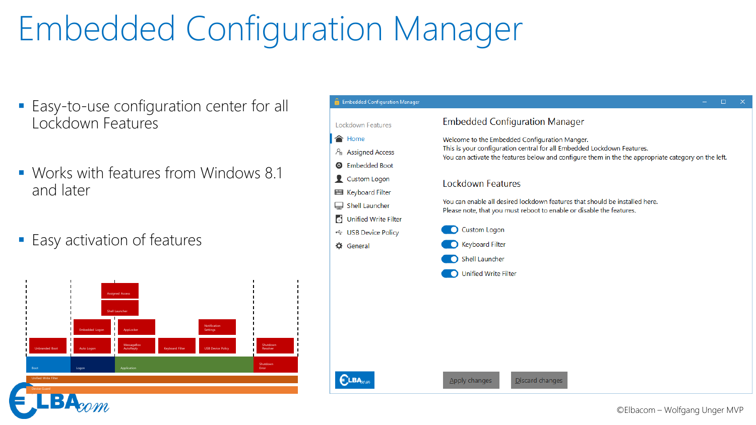# Embedded Configuration Manager

- Easy-to-use configuration center for all Lockdown Features
- Works with features from Windows 8.1 and later
- Easy activation of features

Embedded Configuration Manager

Lockdown Features

- Home
- Assigned Access
- Embedded Boot
- Custom Logon
- Keyboard Filter
- Shell Launcher
- Unified Write Filter
- USB Device Policy
- General

## Embedded Configuration Manager

Welcome to the Embedded Configuration Manger.
This is your configuration central for all Embedded Lockdown Features.
You can activate the features below and configure them in the the appropriate category on the left.

## Lockdown Features

You can enable all desired lockdown features that should be installed here.
Please note, that you must reboot to enable or disable the features.

- Custom Logon
- Keyboard Filter
- Shell Launcher
- Unified Write Filter

Apply changes | Discard changes

©Elbacom – Wolfgang Unger MVP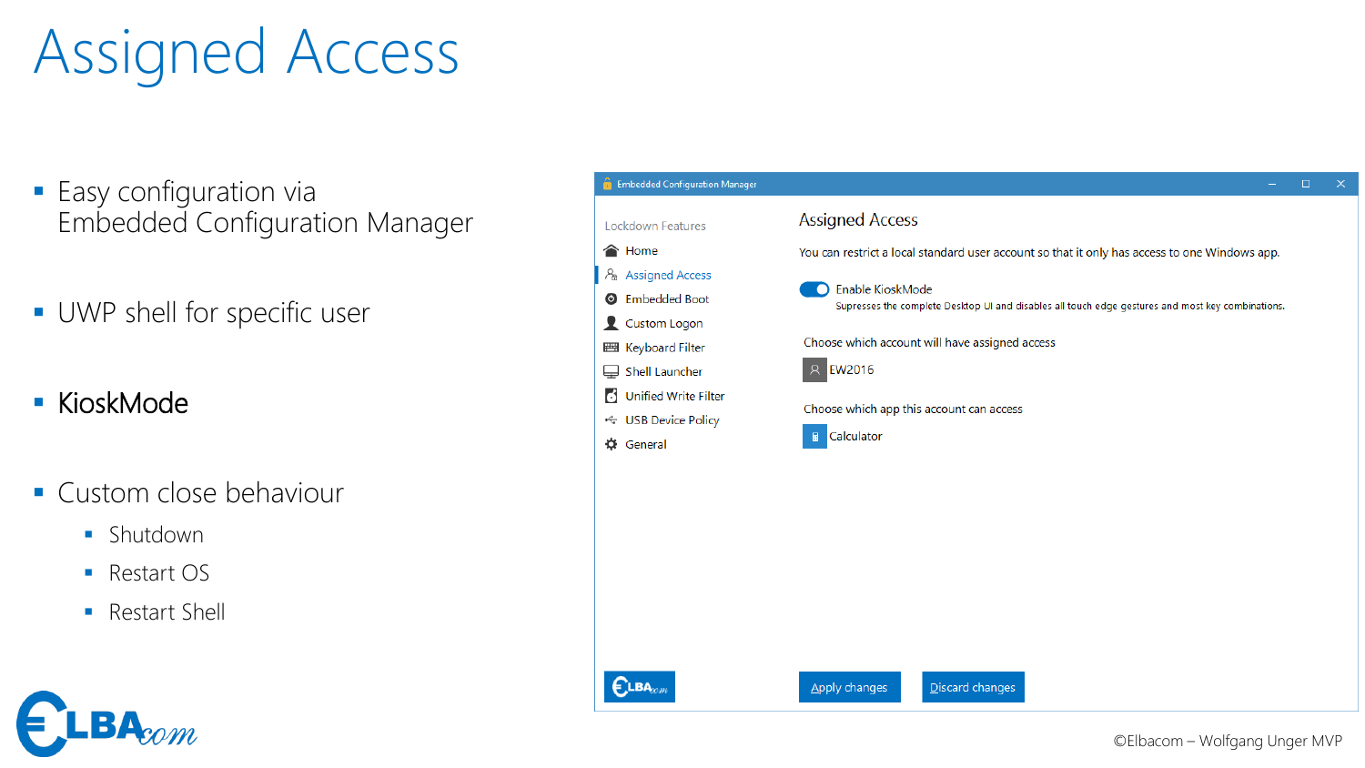# Assigned Access

- Easy configuration via Embedded Configuration Manager
- UWP shell for specific user
- **KioskMode**
- Custom close behaviour
  - Shutdown
  - Restart OS
  - Restart Shell

Embedded Configuration Manager

Lockdown Features

- Home
- Assigned Access
- Embedded Boot
- Custom Logon
- Keyboard Filter
- Shell Launcher
- Unified Write Filter
- USB Device Policy
- General

## Assigned Access

You can restrict a local standard user account so that it only has access to one Windows app.

Enable KioskMode

Supresses the complete Desktop UI and disables all touch edge gestures and most key combinations.

Choose which account will have assigned access

EW2016

Choose which app this account can access

Calculator

Apply changes | Discard changes

©Elbacom – Wolfgang Unger MVP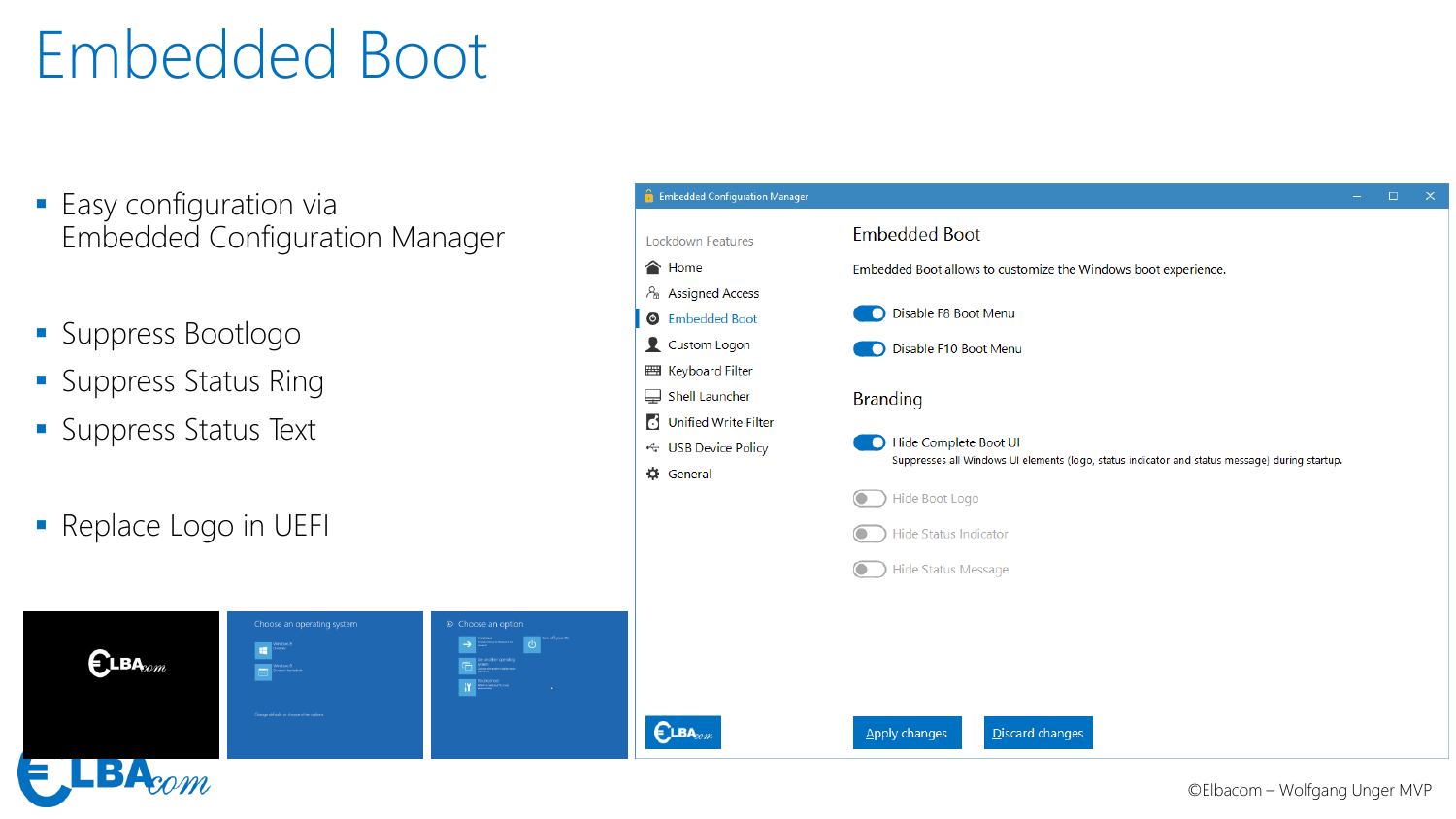# Embedded Boot

- Easy configuration via Embedded Configuration Manager
- Suppress Bootlogo
- Suppress Status Ring
- Suppress Status Text
- Replace Logo in UEFI

Embedded Configuration Manager

Lockdown Features
- Home
- Assigned Access
- Embedded Boot
- Custom Logon
- Keyboard Filter
- Shell Launcher
- Unified Write Filter
- USB Device Policy
- General

## Embedded Boot

Embedded Boot allows to customize the Windows boot experience.

- Disable F8 Boot Menu
- Disable F10 Boot Menu

### Branding

- Hide Complete Boot UI
  Suppresses all Windows UI elements (logo, status indicator and status message) during startup.
- Hide Boot Logo
- Hide Status Indicator
- Hide Status Message

Apply changes | Discard changes

©Elbacom – Wolfgang Unger MVP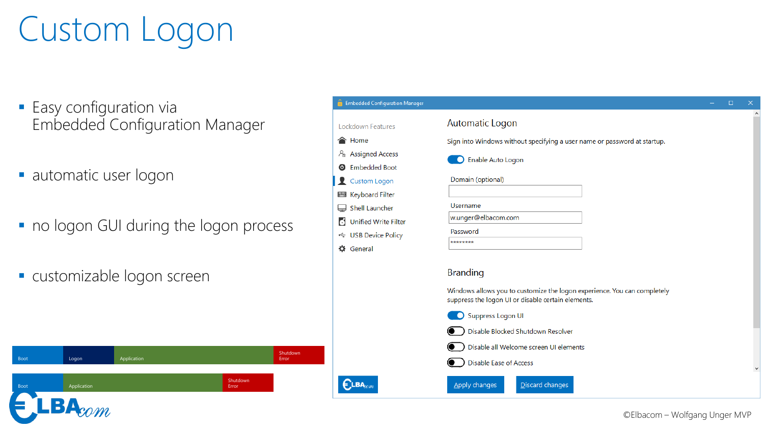# Custom Logon

- Easy configuration via
  Embedded Configuration Manager
- automatic user logon
- no logon GUI during the logon process
- customizable logon screen

Boot | Logon | Application | Shutdown Error

Boot | Application | Shutdown Error

Embedded Configuration Manager

Lockdown Features
- Home
- Assigned Access
- Embedded Boot
- Custom Logon
- Keyboard Filter
- Shell Launcher
- Unified Write Filter
- USB Device Policy
- General

## Automatic Logon

Sign into Windows without specifying a user name or password at startup.

Enable Auto Logon

Domain (optional)

Username
w.unger@elbacom.com

Password
********

## Branding

Windows allows you to customize the logon experience. You can completely suppress the logon UI or disable certain elements.

Suppress Logon UI

Disable Blocked Shutdown Resolver

Disable all Welcome screen UI elements

Disable Ease of Access

Apply changes | Discard changes

©Elbacom – Wolfgang Unger MVP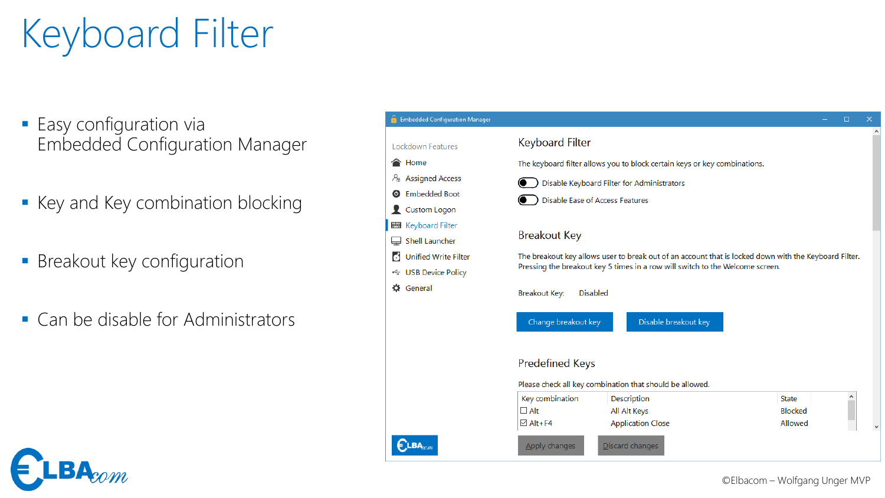# Keyboard Filter

- Easy configuration via Embedded Configuration Manager
- Key and Key combination blocking
- Breakout key configuration
- Can be disable for Administrators

©Elbacom – Wolfgang Unger MVP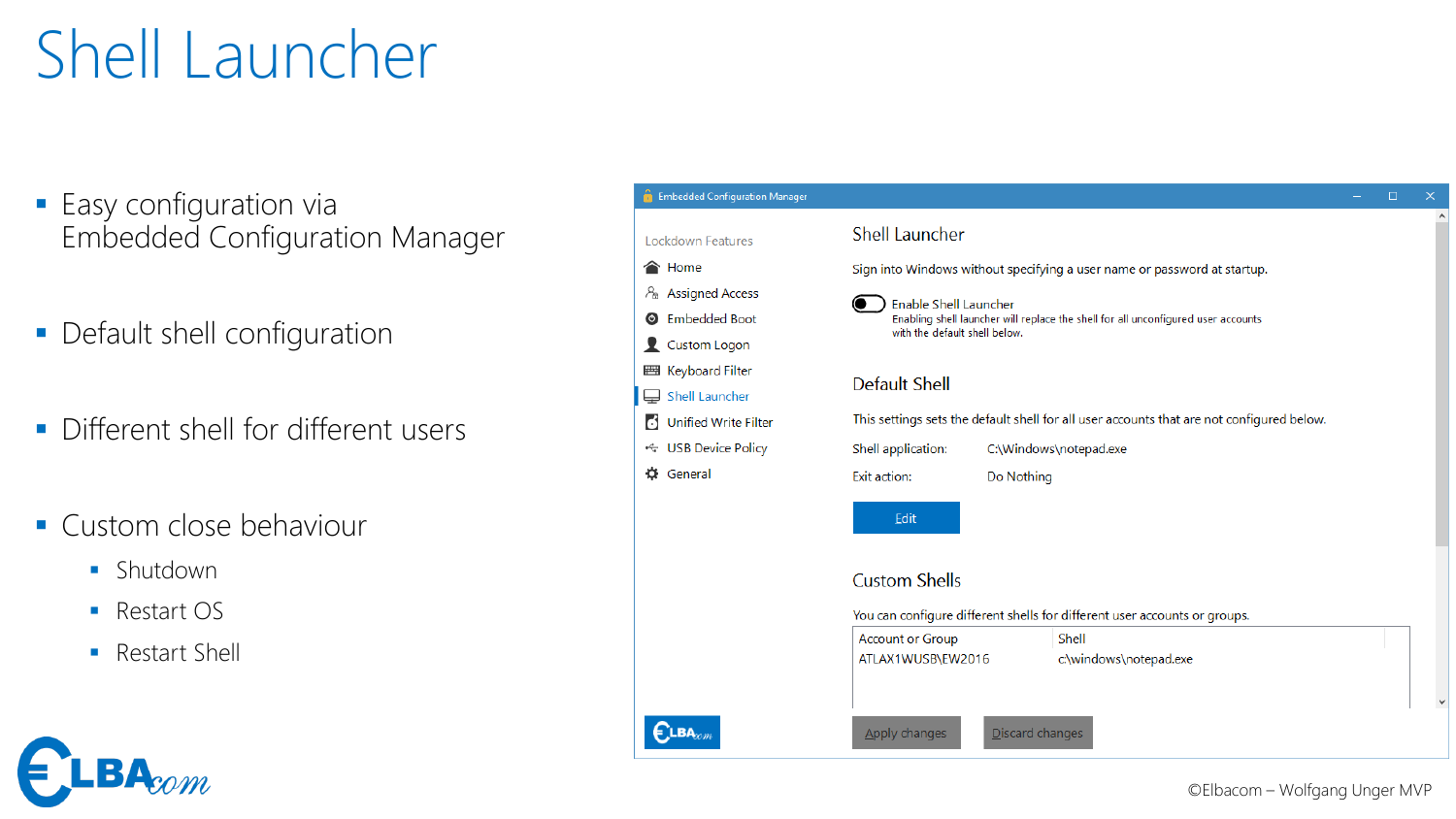# Shell Launcher

- Easy configuration via Embedded Configuration Manager
- Default shell configuration
- Different shell for different users
- Custom close behaviour
  - Shutdown
  - Restart OS
  - Restart Shell

Embedded Configuration Manager

Lockdown Features
- Home
- Assigned Access
- Embedded Boot
- Custom Logon
- Keyboard Filter
- Shell Launcher
- Unified Write Filter
- USB Device Policy
- General

## Shell Launcher

Sign into Windows without specifying a user name or password at startup.

Enable Shell Launcher
Enabling shell launcher will replace the shell for all unconfigured user accounts with the default shell below.

### Default Shell

This settings sets the default shell for all user accounts that are not configured below.

Shell application: C:\Windows\notepad.exe

Exit action: Do Nothing

Edit

### Custom Shells

You can configure different shells for different user accounts or groups.

| Account or Group | Shell |
|---|---|
| ATLAX1WUSB\EW2016 | c:\windows\notepad.exe |

Apply changes    Discard changes

©Elbacom – Wolfgang Unger MVP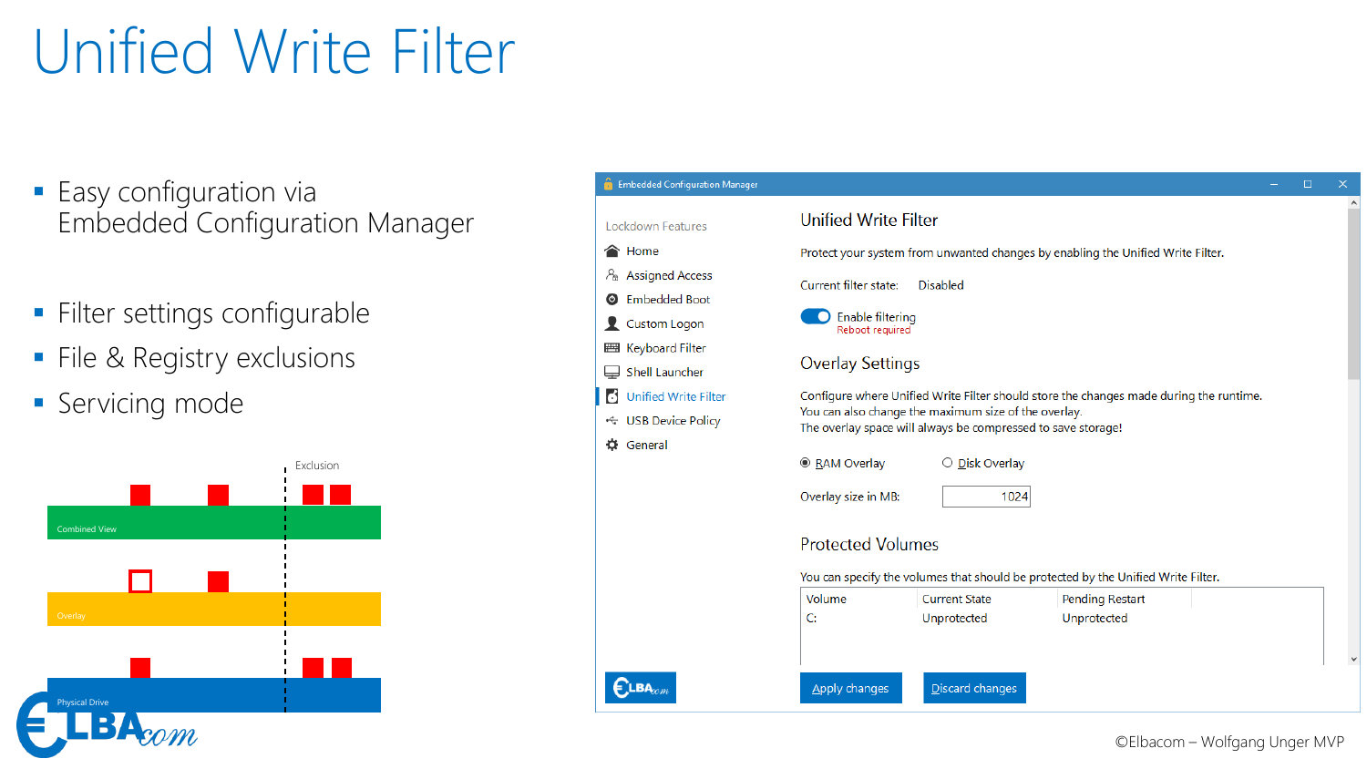# Unified Write Filter

- Easy configuration via Embedded Configuration Manager
- Filter settings configurable
- File & Registry exclusions
- Servicing mode

Exclusion

Combined View

Overlay

Physical Drive

Embedded Configuration Manager

Lockdown Features

- Home
- Assigned Access
- Embedded Boot
- Custom Logon
- Keyboard Filter
- Shell Launcher
- Unified Write Filter
- USB Device Policy
- General

## Unified Write Filter

Protect your system from unwanted changes by enabling the Unified Write Filter.

Current filter state: Disabled

Enable filtering
Reboot required

## Overlay Settings

Configure where Unified Write Filter should store the changes made during the runtime.
You can also change the maximum size of the overlay.
The overlay space will always be compressed to save storage!

RAM Overlay   Disk Overlay

Overlay size in MB: 1024

## Protected Volumes

You can specify the volumes that should be protected by the Unified Write Filter.

| Volume | Current State | Pending Restart |
|---|---|---|
| C: | Unprotected | Unprotected |

Apply changes   Discard changes

©Elbacom – Wolfgang Unger MVP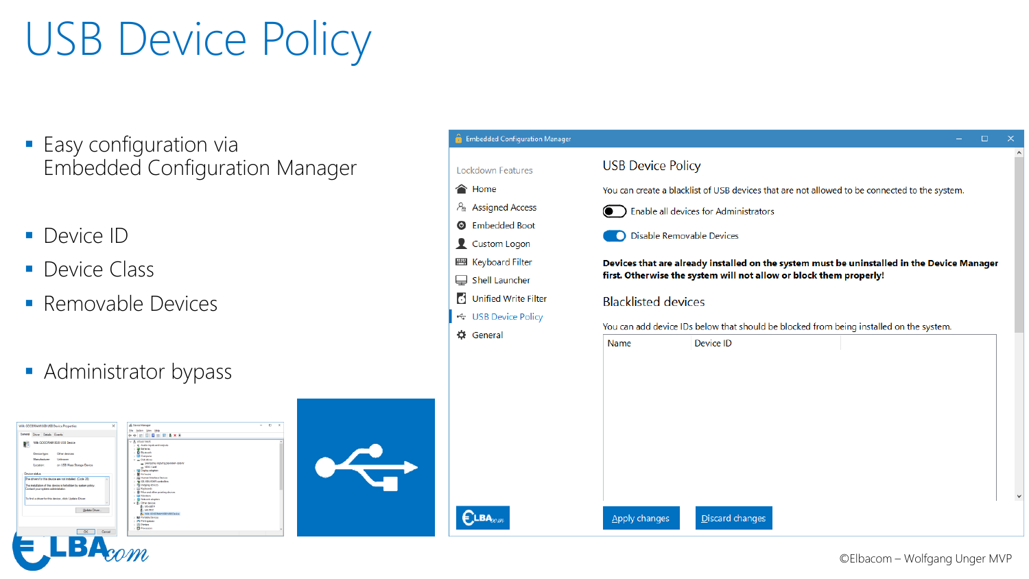# USB Device Policy

- Easy configuration via Embedded Configuration Manager

- Device ID
- Device Class
- Removable Devices

- Administrator bypass

©Elbacom – Wolfgang Unger MVP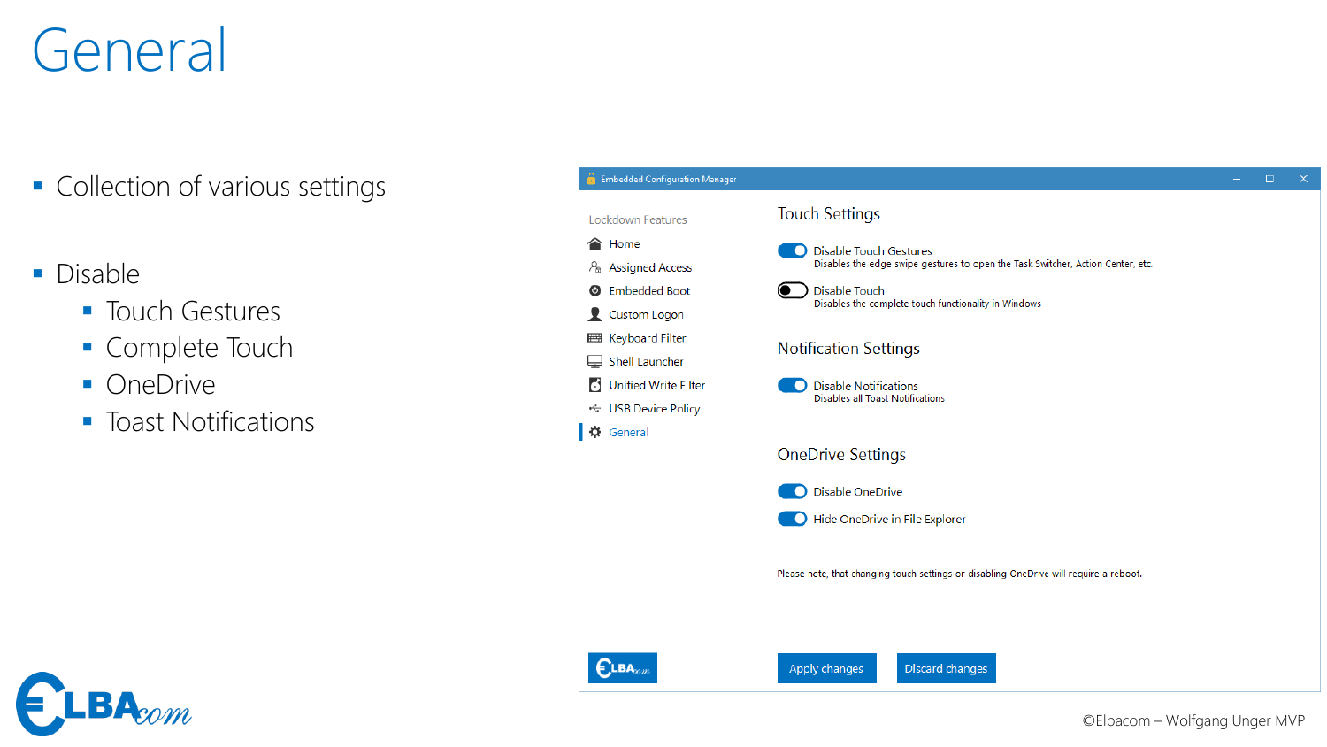# General

- Collection of various settings

- Disable
  - Touch Gestures
  - Complete Touch
  - OneDrive
  - Toast Notifications

Embedded Configuration Manager

Lockdown Features

- Home
- Assigned Access
- Embedded Boot
- Custom Logon
- Keyboard Filter
- Shell Launcher
- Unified Write Filter
- USB Device Policy
- General

Touch Settings

Disable Touch Gestures
Disables the edge swipe gestures to open the Task Switcher, Action Center, etc.

Disable Touch
Disables the complete touch functionality in Windows

Notification Settings

Disable Notifications
Disables all Toast Notifications

OneDrive Settings

Disable OneDrive

Hide OneDrive in File Explorer

Please note, that changing touch settings or disabling OneDrive will require a reboot.

Apply changes | Discard changes

©Elbacom – Wolfgang Unger MVP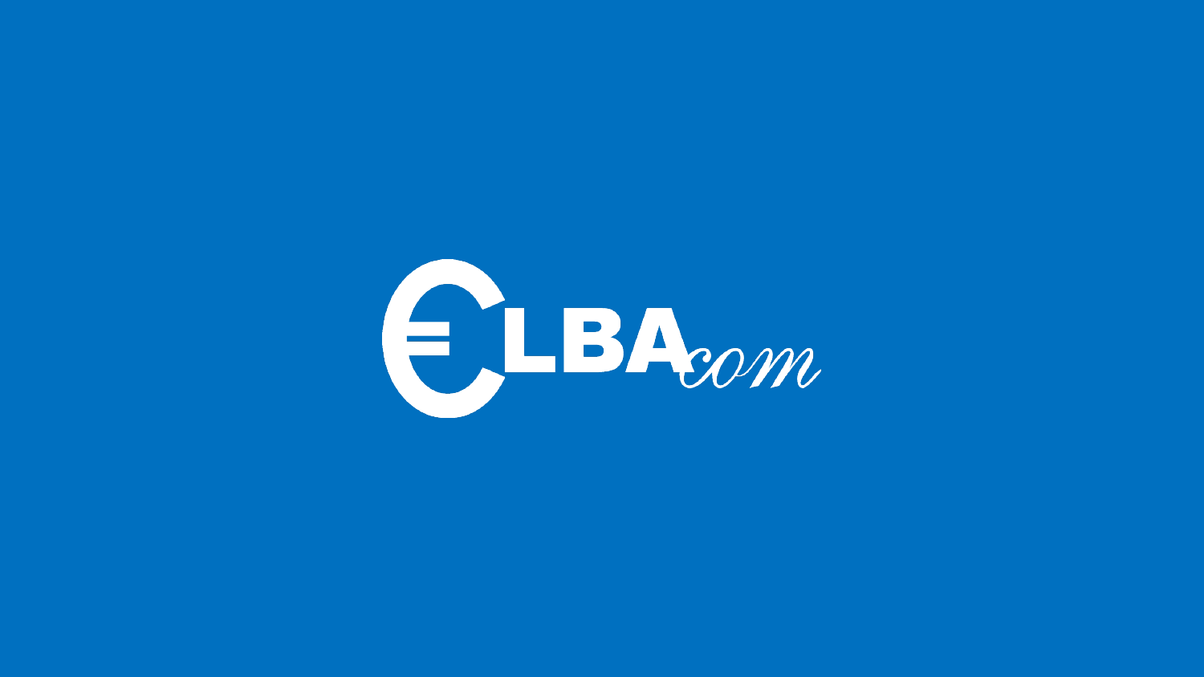€LBAcom